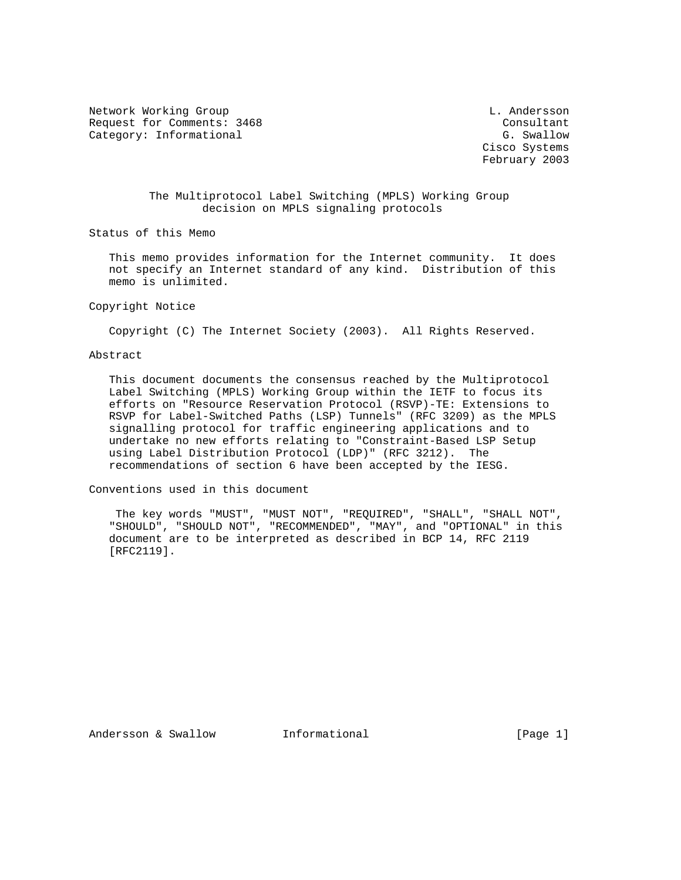Network Working Group L. Andersson
Request for Comments: 3468 Consultant
Category: Informational G. Swallow
Cisco Systems
February 2003

# The Multiprotocol Label Switching (MPLS) Working Group decision on MPLS signaling protocols

## Status of this Memo

This memo provides information for the Internet community. It does not specify an Internet standard of any kind. Distribution of this memo is unlimited.

## Copyright Notice

Copyright (C) The Internet Society (2003). All Rights Reserved.

## Abstract

This document documents the consensus reached by the Multiprotocol Label Switching (MPLS) Working Group within the IETF to focus its efforts on "Resource Reservation Protocol (RSVP)-TE: Extensions to RSVP for Label-Switched Paths (LSP) Tunnels" (RFC 3209) as the MPLS signalling protocol for traffic engineering applications and to undertake no new efforts relating to "Constraint-Based LSP Setup using Label Distribution Protocol (LDP)" (RFC 3212). The recommendations of section 6 have been accepted by the IESG.

## Conventions used in this document

The key words "MUST", "MUST NOT", "REQUIRED", "SHALL", "SHALL NOT", "SHOULD", "SHOULD NOT", "RECOMMENDED", "MAY", and "OPTIONAL" in this document are to be interpreted as described in BCP 14, RFC 2119 [RFC2119].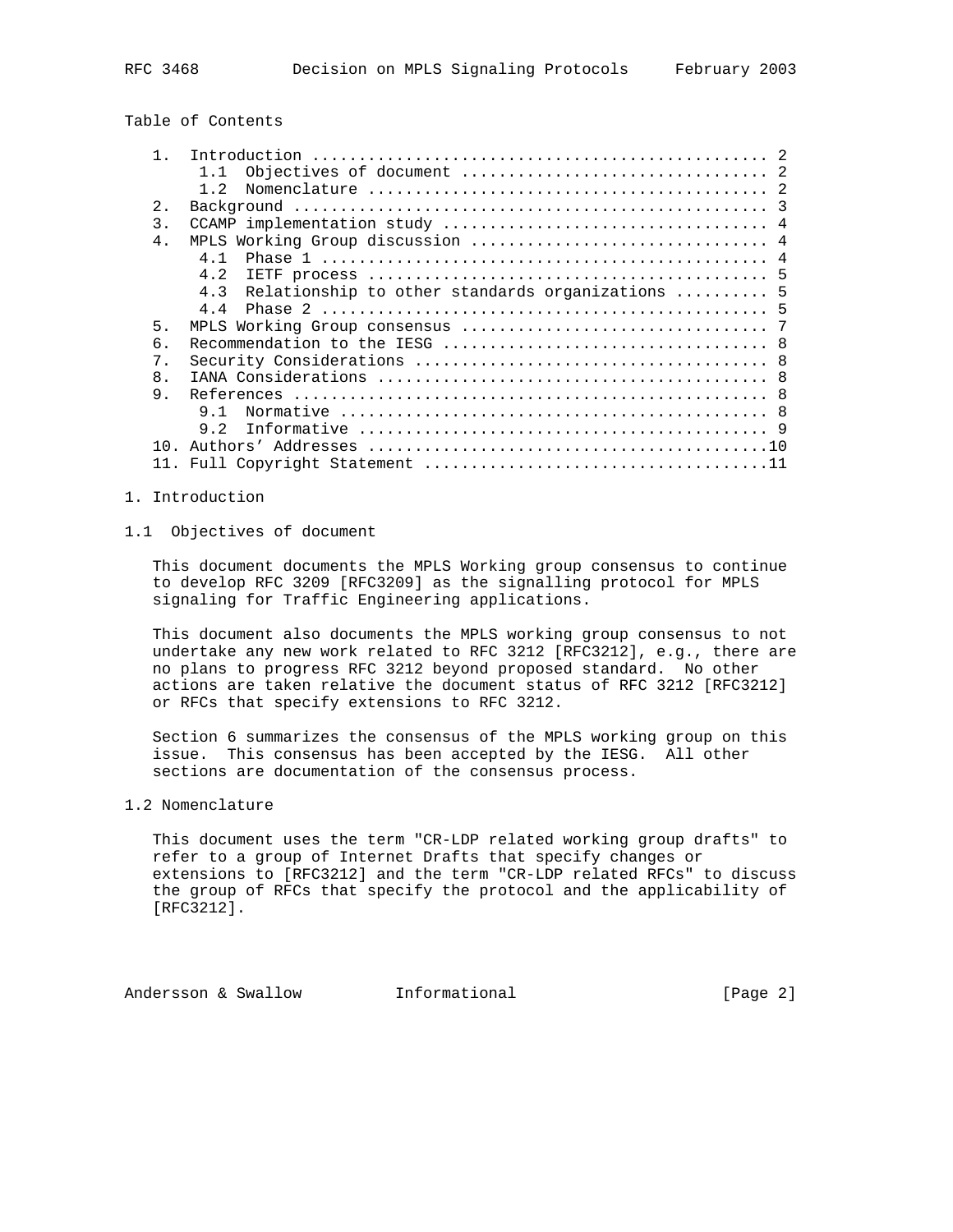Table of Contents

```
   1.  Introduction ................................................ 2
        1.1  Objectives of document ................................ 2
        1.2  Nomenclature .......................................... 2
   2.  Background .................................................. 3
   3.  CCAMP implementation study .................................. 4
   4.  MPLS Working Group discussion ............................... 4
        4.1  Phase 1 ............................................... 4
        4.2  IETF process .......................................... 5
        4.3  Relationship to other standards organizations .......... 5
        4.4  Phase 2 ............................................... 5
   5.  MPLS Working Group consensus ................................ 7
   6.  Recommendation to the IESG .................................. 8
   7.  Security Considerations ..................................... 8
   8.  IANA Considerations ......................................... 8
   9.  References .................................................. 8
        9.1  Normative ............................................. 8
        9.2  Informative ........................................... 9
   10. Authors' Addresses ..........................................10
   11. Full Copyright Statement ....................................11
```

# 1. Introduction

## 1.1 Objectives of document

This document documents the MPLS Working group consensus to continue to develop RFC 3209 [RFC3209] as the signalling protocol for MPLS signaling for Traffic Engineering applications.

This document also documents the MPLS working group consensus to not undertake any new work related to RFC 3212 [RFC3212], e.g., there are no plans to progress RFC 3212 beyond proposed standard. No other actions are taken relative the document status of RFC 3212 [RFC3212] or RFCs that specify extensions to RFC 3212.

Section 6 summarizes the consensus of the MPLS working group on this issue. This consensus has been accepted by the IESG. All other sections are documentation of the consensus process.

## 1.2 Nomenclature

This document uses the term "CR-LDP related working group drafts" to refer to a group of Internet Drafts that specify changes or extensions to [RFC3212] and the term "CR-LDP related RFCs" to discuss the group of RFCs that specify the protocol and the applicability of [RFC3212].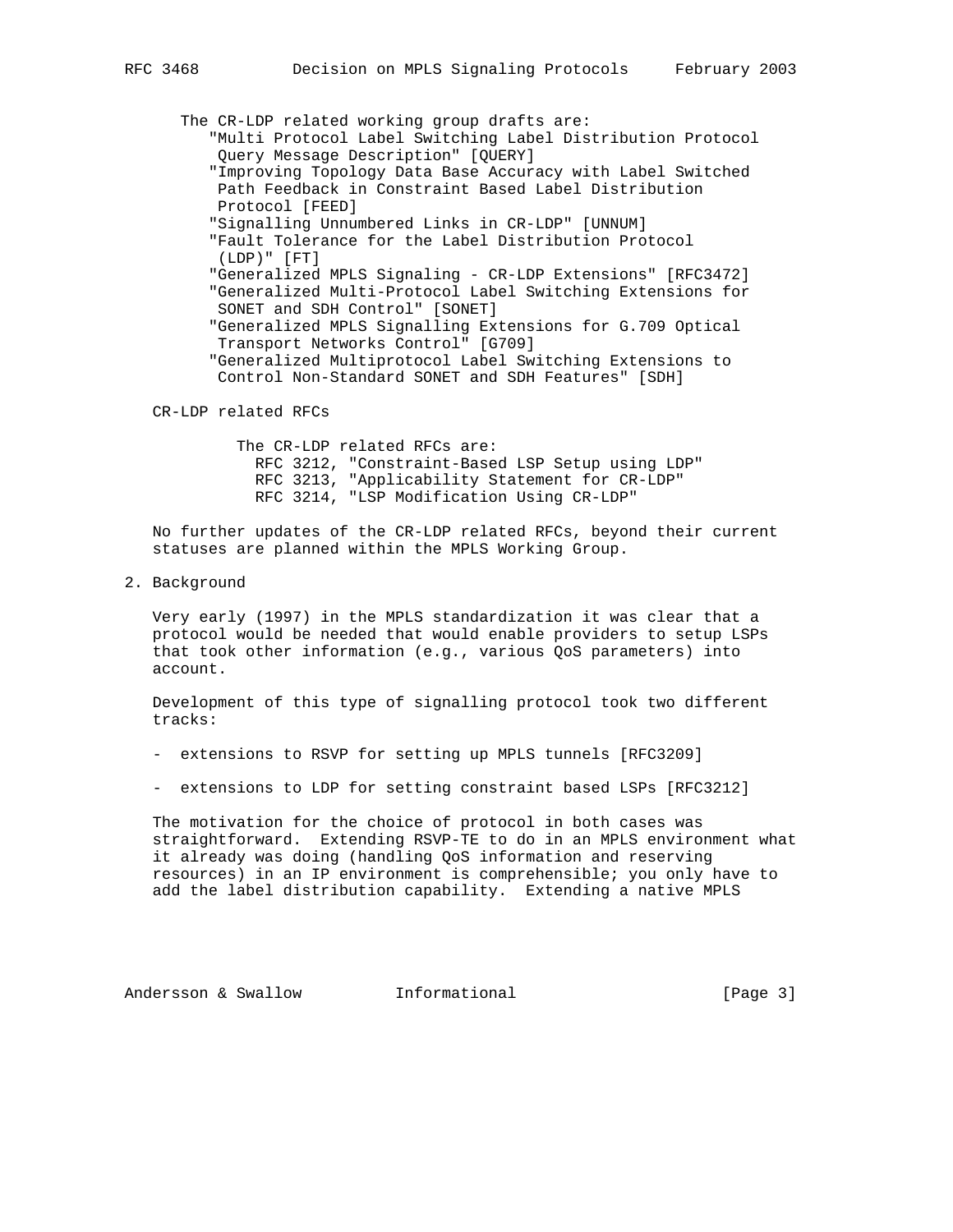The CR-LDP related working group drafts are:

- "Multi Protocol Label Switching Label Distribution Protocol Query Message Description" [QUERY]
- "Improving Topology Data Base Accuracy with Label Switched Path Feedback in Constraint Based Label Distribution Protocol [FEED]
- "Signalling Unnumbered Links in CR-LDP" [UNNUM]
- "Fault Tolerance for the Label Distribution Protocol (LDP)" [FT]
- "Generalized MPLS Signaling - CR-LDP Extensions" [RFC3472]
- "Generalized Multi-Protocol Label Switching Extensions for SONET and SDH Control" [SONET]
- "Generalized MPLS Signalling Extensions for G.709 Optical Transport Networks Control" [G709]
- "Generalized Multiprotocol Label Switching Extensions to Control Non-Standard SONET and SDH Features" [SDH]

CR-LDP related RFCs

The CR-LDP related RFCs are:

- RFC 3212, "Constraint-Based LSP Setup using LDP"
- RFC 3213, "Applicability Statement for CR-LDP"
- RFC 3214, "LSP Modification Using CR-LDP"

No further updates of the CR-LDP related RFCs, beyond their current statuses are planned within the MPLS Working Group.

## 2. Background

Very early (1997) in the MPLS standardization it was clear that a protocol would be needed that would enable providers to setup LSPs that took other information (e.g., various QoS parameters) into account.

Development of this type of signalling protocol took two different tracks:

- extensions to RSVP for setting up MPLS tunnels [RFC3209]
- extensions to LDP for setting constraint based LSPs [RFC3212]

The motivation for the choice of protocol in both cases was straightforward. Extending RSVP-TE to do in an MPLS environment what it already was doing (handling QoS information and reserving resources) in an IP environment is comprehensible; you only have to add the label distribution capability. Extending a native MPLS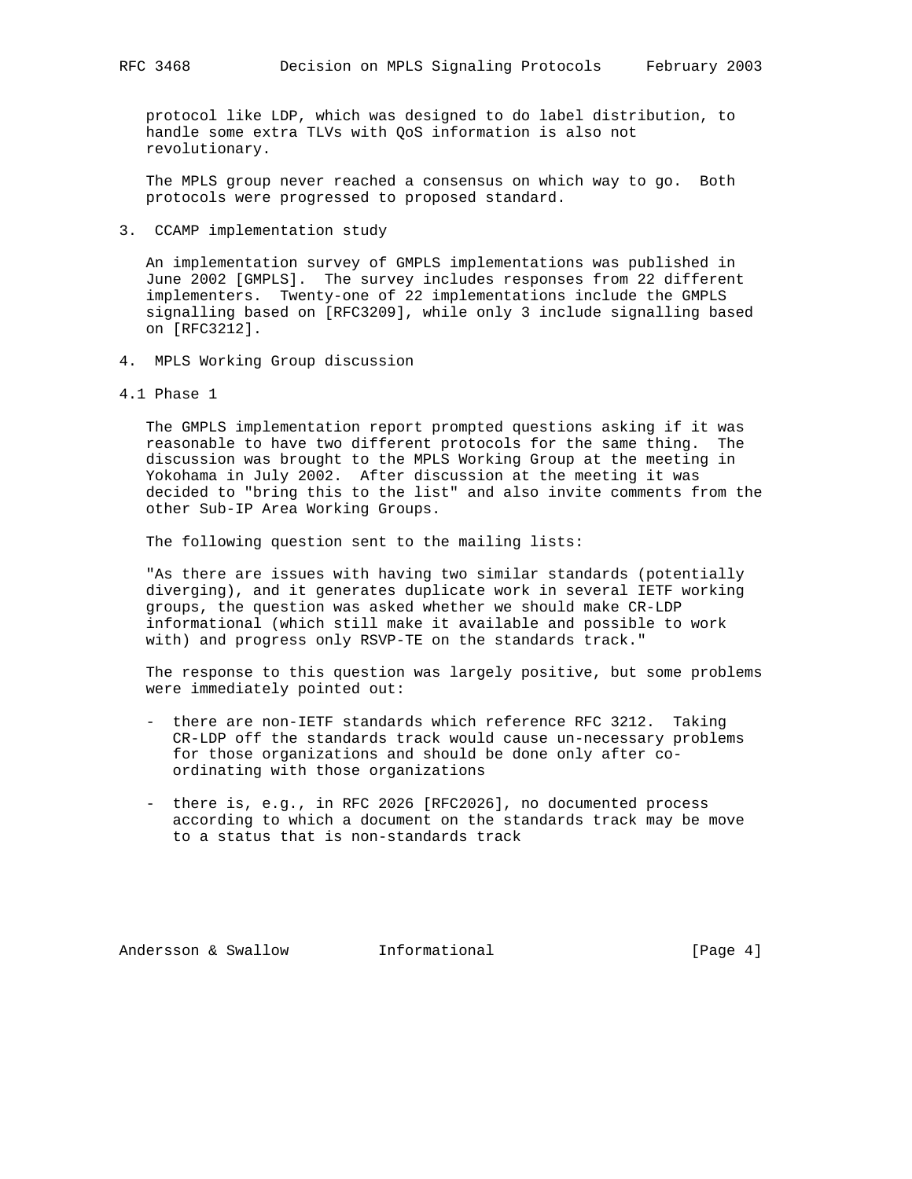protocol like LDP, which was designed to do label distribution, to handle some extra TLVs with QoS information is also not revolutionary.

The MPLS group never reached a consensus on which way to go. Both protocols were progressed to proposed standard.

## 3. CCAMP implementation study

An implementation survey of GMPLS implementations was published in June 2002 [GMPLS]. The survey includes responses from 22 different implementers. Twenty-one of 22 implementations include the GMPLS signalling based on [RFC3209], while only 3 include signalling based on [RFC3212].

## 4. MPLS Working Group discussion

### 4.1 Phase 1

The GMPLS implementation report prompted questions asking if it was reasonable to have two different protocols for the same thing. The discussion was brought to the MPLS Working Group at the meeting in Yokohama in July 2002. After discussion at the meeting it was decided to "bring this to the list" and also invite comments from the other Sub-IP Area Working Groups.

The following question sent to the mailing lists:

"As there are issues with having two similar standards (potentially diverging), and it generates duplicate work in several IETF working groups, the question was asked whether we should make CR-LDP informational (which still make it available and possible to work with) and progress only RSVP-TE on the standards track."

The response to this question was largely positive, but some problems were immediately pointed out:

- there are non-IETF standards which reference RFC 3212. Taking CR-LDP off the standards track would cause un-necessary problems for those organizations and should be done only after co-ordinating with those organizations

- there is, e.g., in RFC 2026 [RFC2026], no documented process according to which a document on the standards track may be move to a status that is non-standards track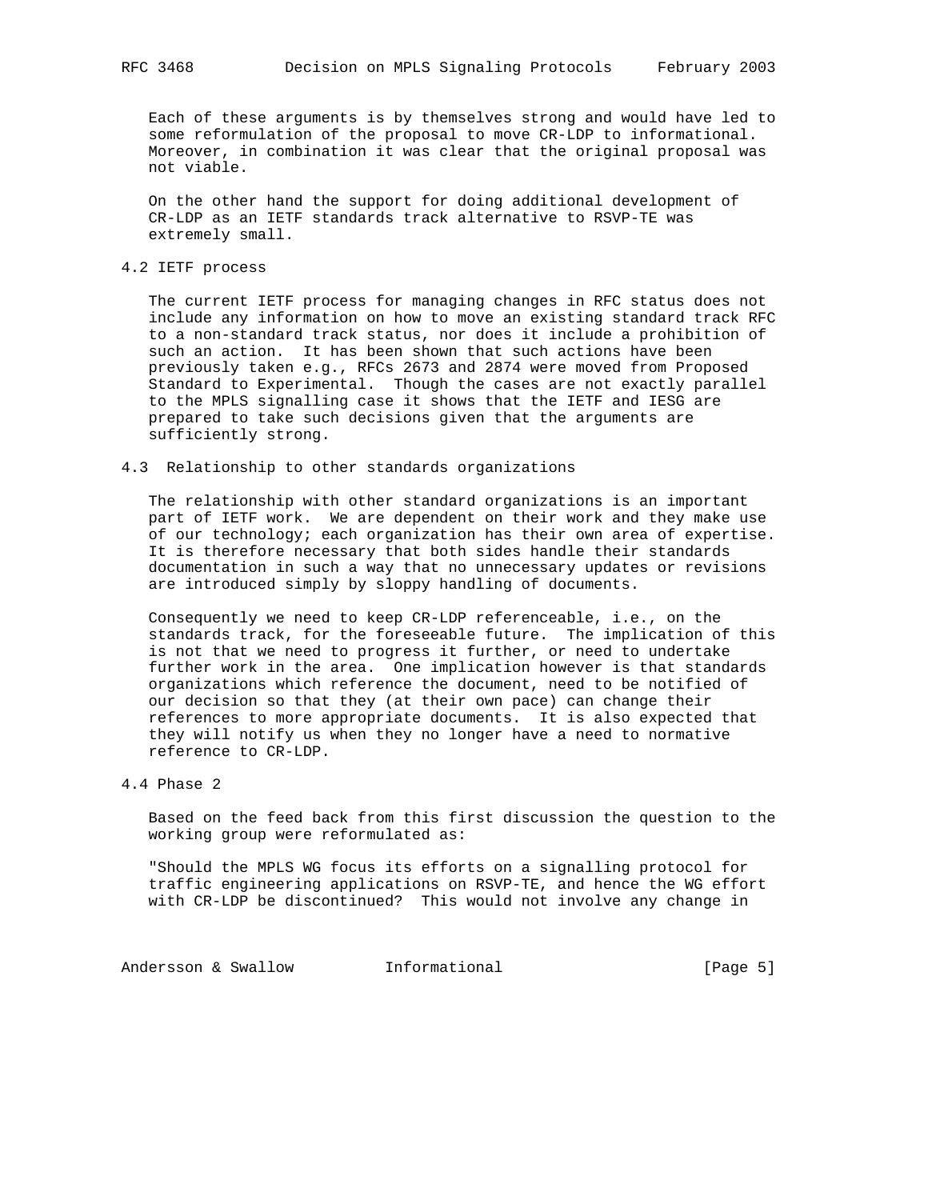Each of these arguments is by themselves strong and would have led to some reformulation of the proposal to move CR-LDP to informational. Moreover, in combination it was clear that the original proposal was not viable.

On the other hand the support for doing additional development of CR-LDP as an IETF standards track alternative to RSVP-TE was extremely small.

## 4.2 IETF process

The current IETF process for managing changes in RFC status does not include any information on how to move an existing standard track RFC to a non-standard track status, nor does it include a prohibition of such an action. It has been shown that such actions have been previously taken e.g., RFCs 2673 and 2874 were moved from Proposed Standard to Experimental. Though the cases are not exactly parallel to the MPLS signalling case it shows that the IETF and IESG are prepared to take such decisions given that the arguments are sufficiently strong.

## 4.3 Relationship to other standards organizations

The relationship with other standard organizations is an important part of IETF work. We are dependent on their work and they make use of our technology; each organization has their own area of expertise. It is therefore necessary that both sides handle their standards documentation in such a way that no unnecessary updates or revisions are introduced simply by sloppy handling of documents.

Consequently we need to keep CR-LDP referenceable, i.e., on the standards track, for the foreseeable future. The implication of this is not that we need to progress it further, or need to undertake further work in the area. One implication however is that standards organizations which reference the document, need to be notified of our decision so that they (at their own pace) can change their references to more appropriate documents. It is also expected that they will notify us when they no longer have a need to normative reference to CR-LDP.

## 4.4 Phase 2

Based on the feed back from this first discussion the question to the working group were reformulated as:

"Should the MPLS WG focus its efforts on a signalling protocol for traffic engineering applications on RSVP-TE, and hence the WG effort with CR-LDP be discontinued? This would not involve any change in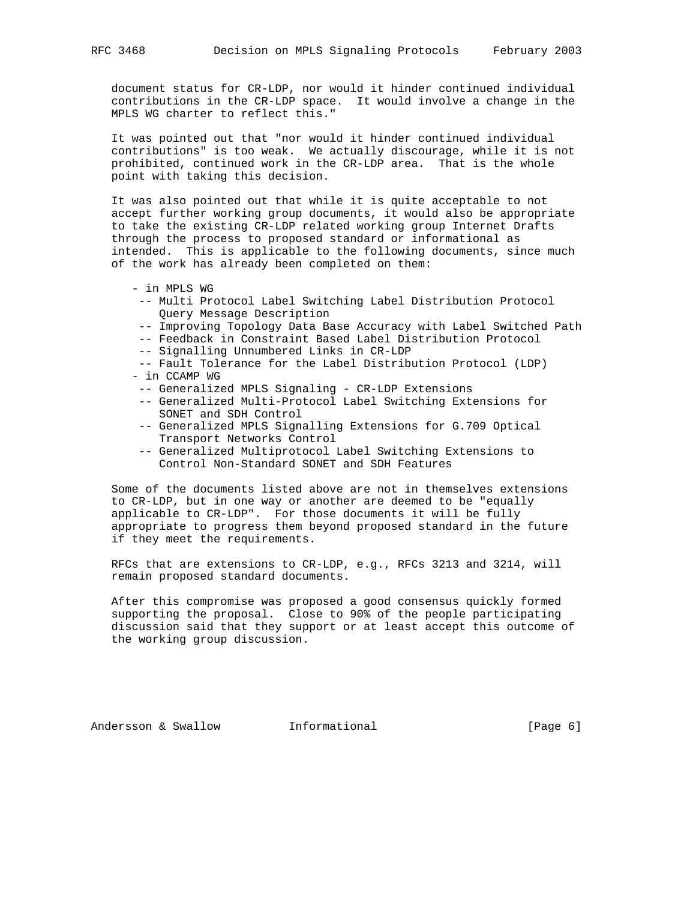document status for CR-LDP, nor would it hinder continued individual contributions in the CR-LDP space. It would involve a change in the MPLS WG charter to reflect this."

It was pointed out that "nor would it hinder continued individual contributions" is too weak. We actually discourage, while it is not prohibited, continued work in the CR-LDP area. That is the whole point with taking this decision.

It was also pointed out that while it is quite acceptable to not accept further working group documents, it would also be appropriate to take the existing CR-LDP related working group Internet Drafts through the process to proposed standard or informational as intended. This is applicable to the following documents, since much of the work has already been completed on them:

- in MPLS WG
  - Multi Protocol Label Switching Label Distribution Protocol Query Message Description
  - Improving Topology Data Base Accuracy with Label Switched Path
  - Feedback in Constraint Based Label Distribution Protocol
  - Signalling Unnumbered Links in CR-LDP
  - Fault Tolerance for the Label Distribution Protocol (LDP)
- in CCAMP WG
  - Generalized MPLS Signaling - CR-LDP Extensions
  - Generalized Multi-Protocol Label Switching Extensions for SONET and SDH Control
  - Generalized MPLS Signalling Extensions for G.709 Optical Transport Networks Control
  - Generalized Multiprotocol Label Switching Extensions to Control Non-Standard SONET and SDH Features

Some of the documents listed above are not in themselves extensions to CR-LDP, but in one way or another are deemed to be "equally applicable to CR-LDP". For those documents it will be fully appropriate to progress them beyond proposed standard in the future if they meet the requirements.

RFCs that are extensions to CR-LDP, e.g., RFCs 3213 and 3214, will remain proposed standard documents.

After this compromise was proposed a good consensus quickly formed supporting the proposal. Close to 90% of the people participating discussion said that they support or at least accept this outcome of the working group discussion.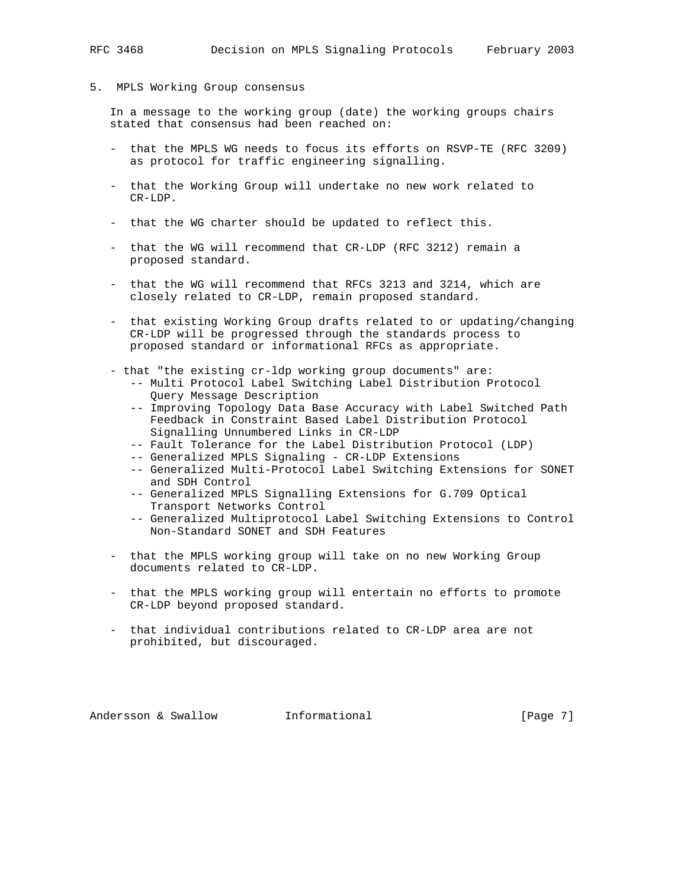## 5. MPLS Working Group consensus

In a message to the working group (date) the working groups chairs stated that consensus had been reached on:

- that the MPLS WG needs to focus its efforts on RSVP-TE (RFC 3209) as protocol for traffic engineering signalling.
- that the Working Group will undertake no new work related to CR-LDP.
- that the WG charter should be updated to reflect this.
- that the WG will recommend that CR-LDP (RFC 3212) remain a proposed standard.
- that the WG will recommend that RFCs 3213 and 3214, which are closely related to CR-LDP, remain proposed standard.
- that existing Working Group drafts related to or updating/changing CR-LDP will be progressed through the standards process to proposed standard or informational RFCs as appropriate.
- that "the existing cr-ldp working group documents" are:
    - Multi Protocol Label Switching Label Distribution Protocol Query Message Description
    - Improving Topology Data Base Accuracy with Label Switched Path Feedback in Constraint Based Label Distribution Protocol Signalling Unnumbered Links in CR-LDP
    - Fault Tolerance for the Label Distribution Protocol (LDP)
    - Generalized MPLS Signaling - CR-LDP Extensions
    - Generalized Multi-Protocol Label Switching Extensions for SONET and SDH Control
    - Generalized MPLS Signalling Extensions for G.709 Optical Transport Networks Control
    - Generalized Multiprotocol Label Switching Extensions to Control Non-Standard SONET and SDH Features
- that the MPLS working group will take on no new Working Group documents related to CR-LDP.
- that the MPLS working group will entertain no efforts to promote CR-LDP beyond proposed standard.
- that individual contributions related to CR-LDP area are not prohibited, but discouraged.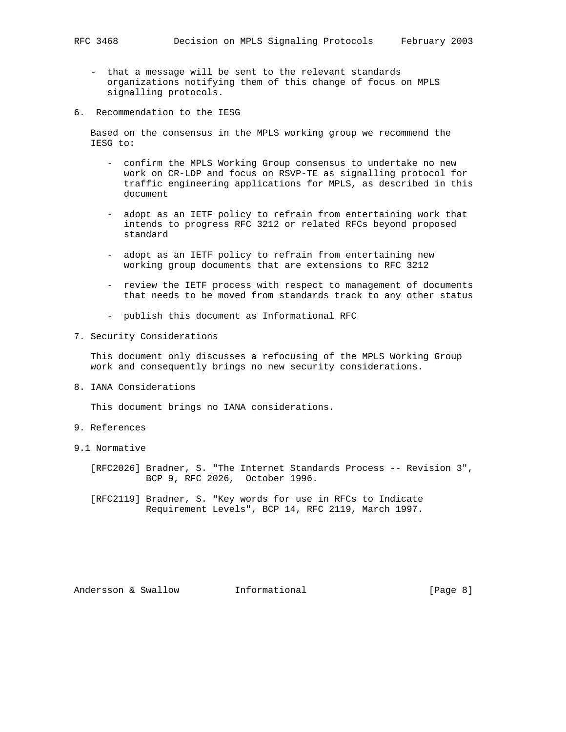- that a message will be sent to the relevant standards organizations notifying them of this change of focus on MPLS signalling protocols.

## 6. Recommendation to the IESG

Based on the consensus in the MPLS working group we recommend the IESG to:

- confirm the MPLS Working Group consensus to undertake no new work on CR-LDP and focus on RSVP-TE as signalling protocol for traffic engineering applications for MPLS, as described in this document

- adopt as an IETF policy to refrain from entertaining work that intends to progress RFC 3212 or related RFCs beyond proposed standard

- adopt as an IETF policy to refrain from entertaining new working group documents that are extensions to RFC 3212

- review the IETF process with respect to management of documents that needs to be moved from standards track to any other status

- publish this document as Informational RFC

## 7. Security Considerations

This document only discusses a refocusing of the MPLS Working Group work and consequently brings no new security considerations.

## 8. IANA Considerations

This document brings no IANA considerations.

## 9. References

### 9.1 Normative

[RFC2026] Bradner, S. "The Internet Standards Process -- Revision 3", BCP 9, RFC 2026, October 1996.

[RFC2119] Bradner, S. "Key words for use in RFCs to Indicate Requirement Levels", BCP 14, RFC 2119, March 1997.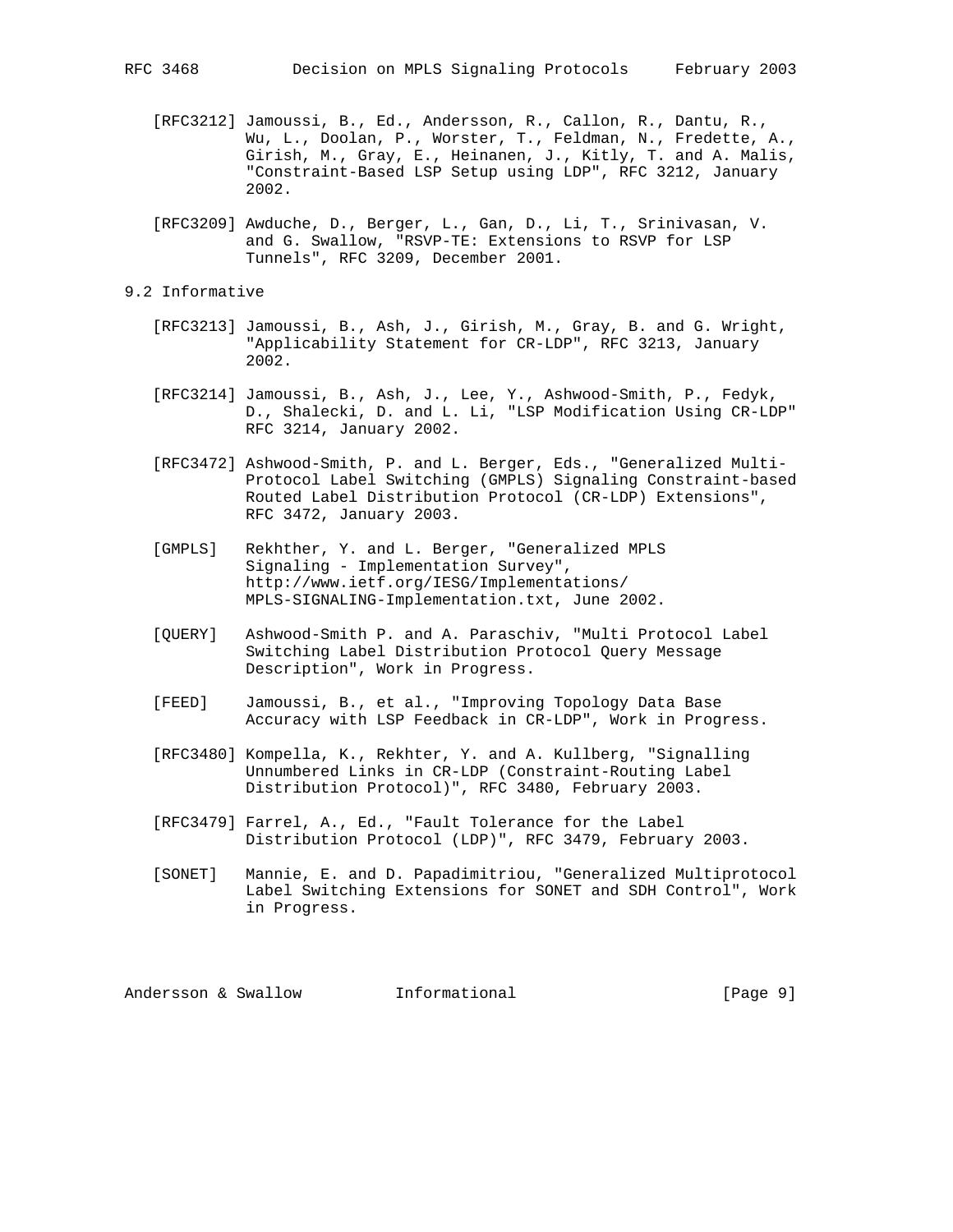[RFC3212] Jamoussi, B., Ed., Andersson, R., Callon, R., Dantu, R., Wu, L., Doolan, P., Worster, T., Feldman, N., Fredette, A., Girish, M., Gray, E., Heinanen, J., Kitly, T. and A. Malis, "Constraint-Based LSP Setup using LDP", RFC 3212, January 2002.

[RFC3209] Awduche, D., Berger, L., Gan, D., Li, T., Srinivasan, V. and G. Swallow, "RSVP-TE: Extensions to RSVP for LSP Tunnels", RFC 3209, December 2001.

### 9.2 Informative

[RFC3213] Jamoussi, B., Ash, J., Girish, M., Gray, B. and G. Wright, "Applicability Statement for CR-LDP", RFC 3213, January 2002.

[RFC3214] Jamoussi, B., Ash, J., Lee, Y., Ashwood-Smith, P., Fedyk, D., Shalecki, D. and L. Li, "LSP Modification Using CR-LDP" RFC 3214, January 2002.

[RFC3472] Ashwood-Smith, P. and L. Berger, Eds., "Generalized Multi-Protocol Label Switching (GMPLS) Signaling Constraint-based Routed Label Distribution Protocol (CR-LDP) Extensions", RFC 3472, January 2003.

[GMPLS] Rekhther, Y. and L. Berger, "Generalized MPLS Signaling - Implementation Survey", http://www.ietf.org/IESG/Implementations/MPLS-SIGNALING-Implementation.txt, June 2002.

[QUERY] Ashwood-Smith P. and A. Paraschiv, "Multi Protocol Label Switching Label Distribution Protocol Query Message Description", Work in Progress.

[FEED] Jamoussi, B., et al., "Improving Topology Data Base Accuracy with LSP Feedback in CR-LDP", Work in Progress.

[RFC3480] Kompella, K., Rekhter, Y. and A. Kullberg, "Signalling Unnumbered Links in CR-LDP (Constraint-Routing Label Distribution Protocol)", RFC 3480, February 2003.

[RFC3479] Farrel, A., Ed., "Fault Tolerance for the Label Distribution Protocol (LDP)", RFC 3479, February 2003.

[SONET] Mannie, E. and D. Papadimitriou, "Generalized Multiprotocol Label Switching Extensions for SONET and SDH Control", Work in Progress.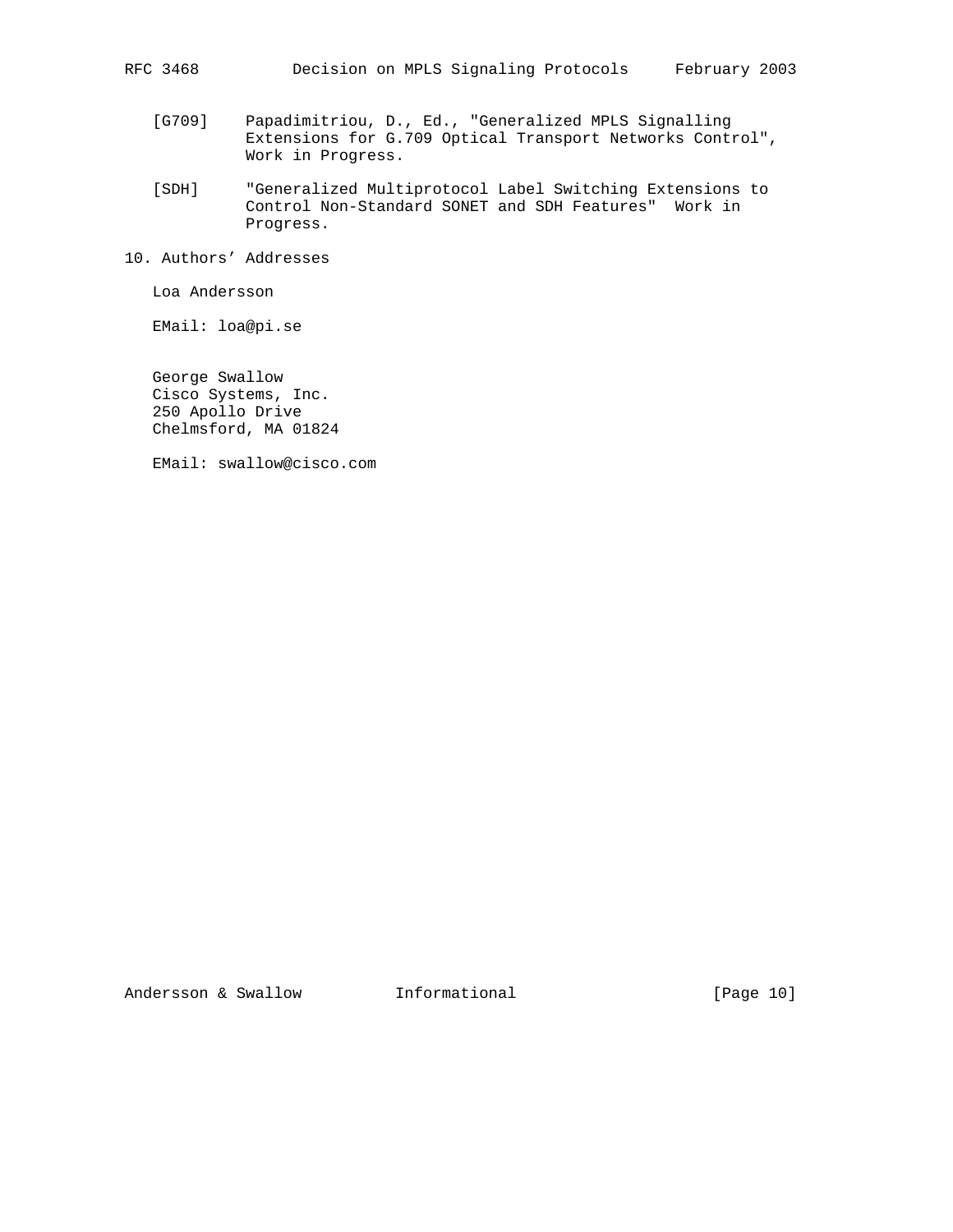[G709] Papadimitriou, D., Ed., "Generalized MPLS Signalling Extensions for G.709 Optical Transport Networks Control", Work in Progress.

[SDH] "Generalized Multiprotocol Label Switching Extensions to Control Non-Standard SONET and SDH Features" Work in Progress.

## 10. Authors' Addresses

Loa Andersson

EMail: loa@pi.se

George Swallow
Cisco Systems, Inc.
250 Apollo Drive
Chelmsford, MA 01824

EMail: swallow@cisco.com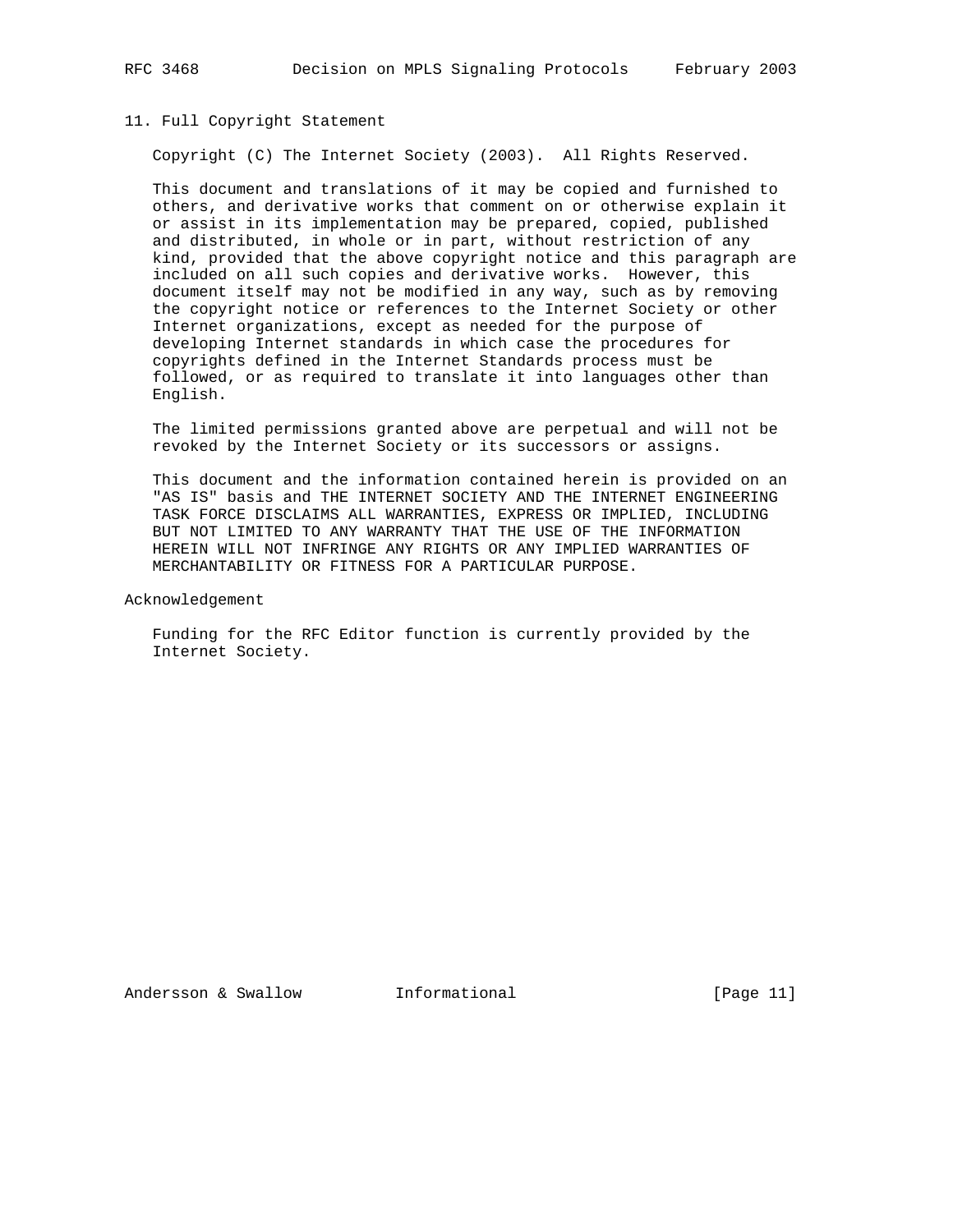## 11. Full Copyright Statement

Copyright (C) The Internet Society (2003). All Rights Reserved.

This document and translations of it may be copied and furnished to others, and derivative works that comment on or otherwise explain it or assist in its implementation may be prepared, copied, published and distributed, in whole or in part, without restriction of any kind, provided that the above copyright notice and this paragraph are included on all such copies and derivative works. However, this document itself may not be modified in any way, such as by removing the copyright notice or references to the Internet Society or other Internet organizations, except as needed for the purpose of developing Internet standards in which case the procedures for copyrights defined in the Internet Standards process must be followed, or as required to translate it into languages other than English.

The limited permissions granted above are perpetual and will not be revoked by the Internet Society or its successors or assigns.

This document and the information contained herein is provided on an "AS IS" basis and THE INTERNET SOCIETY AND THE INTERNET ENGINEERING TASK FORCE DISCLAIMS ALL WARRANTIES, EXPRESS OR IMPLIED, INCLUDING BUT NOT LIMITED TO ANY WARRANTY THAT THE USE OF THE INFORMATION HEREIN WILL NOT INFRINGE ANY RIGHTS OR ANY IMPLIED WARRANTIES OF MERCHANTABILITY OR FITNESS FOR A PARTICULAR PURPOSE.

## Acknowledgement

Funding for the RFC Editor function is currently provided by the Internet Society.